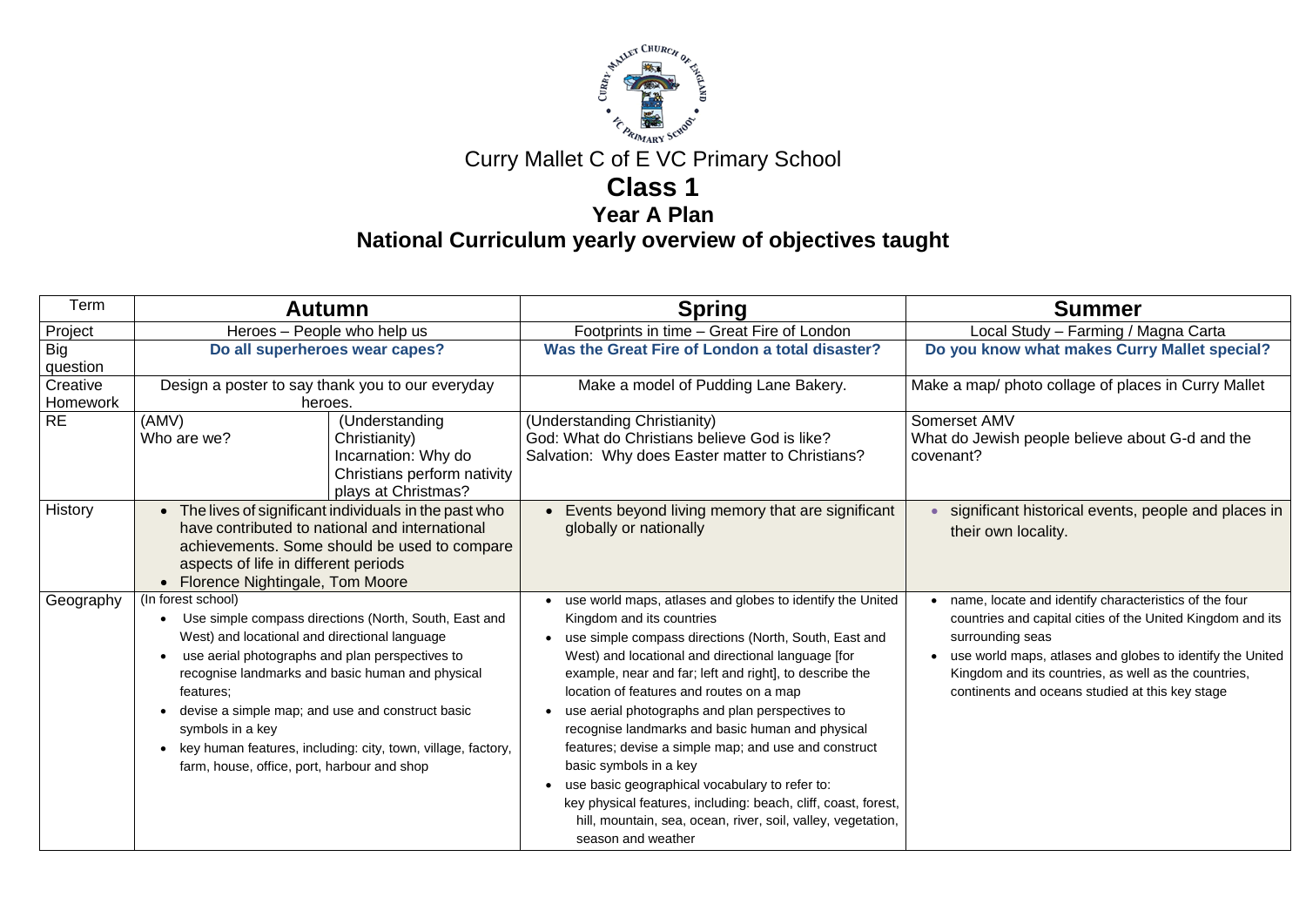# Curry Mallet C of E VC Primary School

## Class 1

### Year A Plan

### National Curriculum yearly overview of objectives taught

| Term | Autumn | | Spring | Summer |
|---|---|---|---|---|
| Project | Heroes – People who help us | | Footprints in time – Great Fire of London | Local Study – Farming / Magna Carta |
| Big question | **Do all superheroes wear capes?** | | **Was the Great Fire of London a total disaster?** | **Do you know what makes Curry Mallet special?** |
| Creative Homework | Design a poster to say thank you to our everyday heroes. | | Make a model of Pudding Lane Bakery. | Make a map/ photo collage of places in Curry Mallet |
| RE | (AMV)<br>Who are we? | (Understanding Christianity)<br>Incarnation: Why do Christians perform nativity plays at Christmas? | (Understanding Christianity)<br>God: What do Christians believe God is like?<br>Salvation: Why does Easter matter to Christians? | Somerset AMV<br>What do Jewish people believe about G-d and the covenant? |
| History | • The lives of significant individuals in the past who have contributed to national and international achievements. Some should be used to compare aspects of life in different periods<br>• Florence Nightingale, Tom Moore | | • Events beyond living memory that are significant globally or nationally | • significant historical events, people and places in their own locality. |
| Geography | (In forest school)<br>• Use simple compass directions (North, South, East and West) and locational and directional language<br>• use aerial photographs and plan perspectives to recognise landmarks and basic human and physical features;<br>• devise a simple map; and use and construct basic symbols in a key<br>• key human features, including: city, town, village, factory, farm, house, office, port, harbour and shop | | • use world maps, atlases and globes to identify the United Kingdom and its countries<br>• use simple compass directions (North, South, East and West) and locational and directional language [for example, near and far; left and right], to describe the location of features and routes on a map<br>• use aerial photographs and plan perspectives to recognise landmarks and basic human and physical features; devise a simple map; and use and construct basic symbols in a key<br>• use basic geographical vocabulary to refer to:<br>key physical features, including: beach, cliff, coast, forest, hill, mountain, sea, ocean, river, soil, valley, vegetation, season and weather | • name, locate and identify characteristics of the four countries and capital cities of the United Kingdom and its surrounding seas<br>• use world maps, atlases and globes to identify the United Kingdom and its countries, as well as the countries, continents and oceans studied at this key stage |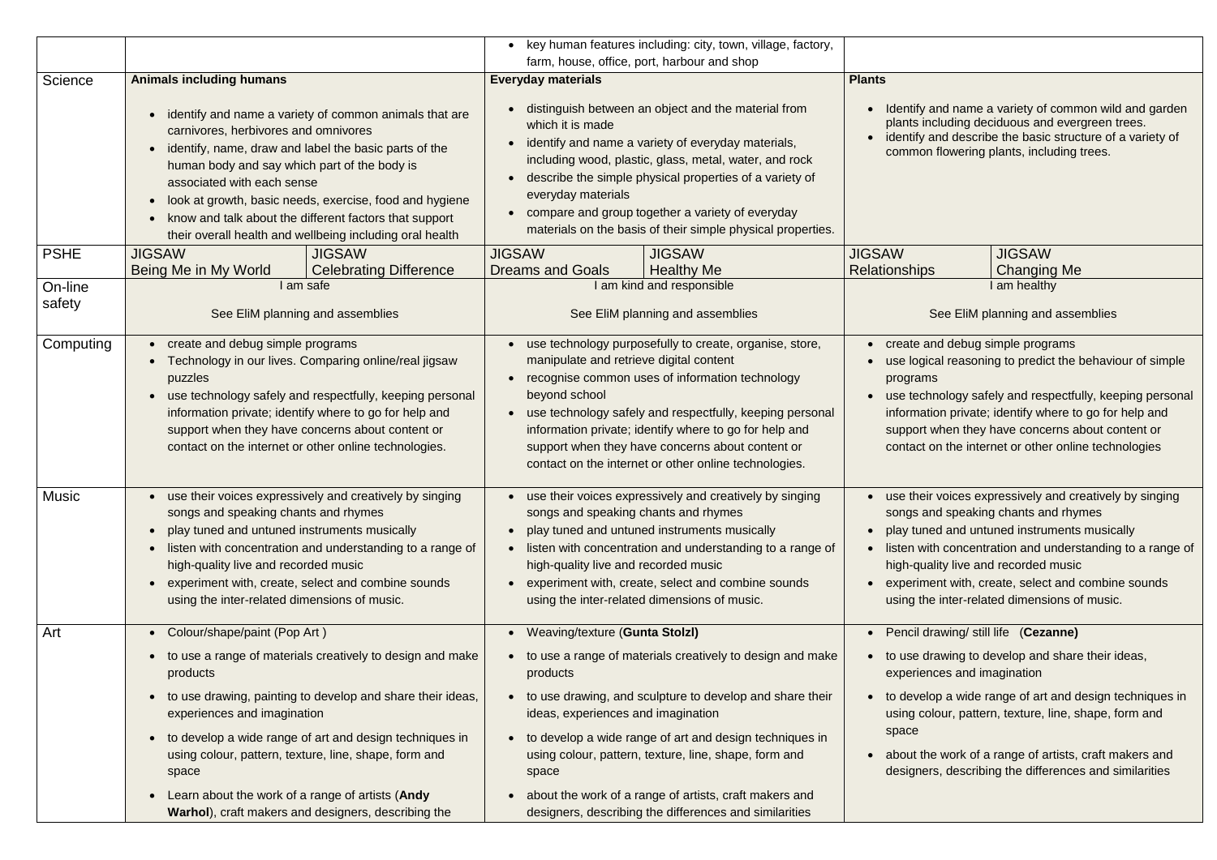| | | | | | | |
|---|---|---|---|---|---|---|
| | | | • key human features including: city, town, village, factory, farm, house, office, port, harbour and shop | | | |
| Science | **Animals including humans**<br><br>• identify and name a variety of common animals that are carnivores, herbivores and omnivores<br>• identify, name, draw and label the basic parts of the human body and say which part of the body is associated with each sense<br>• look at growth, basic needs, exercise, food and hygiene<br>• know and talk about the different factors that support their overall health and wellbeing including oral health | | **Everyday materials**<br><br>• distinguish between an object and the material from which it is made<br>• identify and name a variety of everyday materials, including wood, plastic, glass, metal, water, and rock<br>• describe the simple physical properties of a variety of everyday materials<br>• compare and group together a variety of everyday materials on the basis of their simple physical properties. | | **Plants**<br><br>• Identify and name a variety of common wild and garden plants including deciduous and evergreen trees.<br>• identify and describe the basic structure of a variety of common flowering plants, including trees. | |
| PSHE | JIGSAW<br>Being Me in My World | JIGSAW<br>Celebrating Difference | JIGSAW<br>Dreams and Goals | JIGSAW<br>Healthy Me | JIGSAW<br>Relationships | JIGSAW<br>Changing Me |
| On-line safety | I am safe<br><br>See EliM planning and assemblies | | I am kind and responsible<br><br>See EliM planning and assemblies | | I am healthy<br><br>See EliM planning and assemblies | |
| Computing | • create and debug simple programs<br>• Technology in our lives. Comparing online/real jigsaw puzzles<br>• use technology safely and respectfully, keeping personal information private; identify where to go for help and support when they have concerns about content or contact on the internet or other online technologies. | | • use technology purposefully to create, organise, store, manipulate and retrieve digital content<br>• recognise common uses of information technology beyond school<br>• use technology safely and respectfully, keeping personal information private; identify where to go for help and support when they have concerns about content or contact on the internet or other online technologies. | | • create and debug simple programs<br>• use logical reasoning to predict the behaviour of simple programs<br>• use technology safely and respectfully, keeping personal information private; identify where to go for help and support when they have concerns about content or contact on the internet or other online technologies | |
| Music | • use their voices expressively and creatively by singing songs and speaking chants and rhymes<br>• play tuned and untuned instruments musically<br>• listen with concentration and understanding to a range of high-quality live and recorded music<br>• experiment with, create, select and combine sounds using the inter-related dimensions of music. | | • use their voices expressively and creatively by singing songs and speaking chants and rhymes<br>• play tuned and untuned instruments musically<br>• listen with concentration and understanding to a range of high-quality live and recorded music<br>• experiment with, create, select and combine sounds using the inter-related dimensions of music. | | • use their voices expressively and creatively by singing songs and speaking chants and rhymes<br>• play tuned and untuned instruments musically<br>• listen with concentration and understanding to a range of high-quality live and recorded music<br>• experiment with, create, select and combine sounds using the inter-related dimensions of music. | |
| Art | • Colour/shape/paint (Pop Art )<br>• to use a range of materials creatively to design and make products<br>• to use drawing, painting to develop and share their ideas, experiences and imagination<br>• to develop a wide range of art and design techniques in using colour, pattern, texture, line, shape, form and space<br>• Learn about the work of a range of artists (**Andy Warhol**), craft makers and designers, describing the | | • Weaving/texture (**Gunta Stolzl)**<br>• to use a range of materials creatively to design and make products<br>• to use drawing, and sculpture to develop and share their ideas, experiences and imagination<br>• to develop a wide range of art and design techniques in using colour, pattern, texture, line, shape, form and space<br>• about the work of a range of artists, craft makers and designers, describing the differences and similarities | | • Pencil drawing/ still life (**Cezanne)**<br>• to use drawing to develop and share their ideas, experiences and imagination<br>• to develop a wide range of art and design techniques in using colour, pattern, texture, line, shape, form and space<br>• about the work of a range of artists, craft makers and designers, describing the differences and similarities | |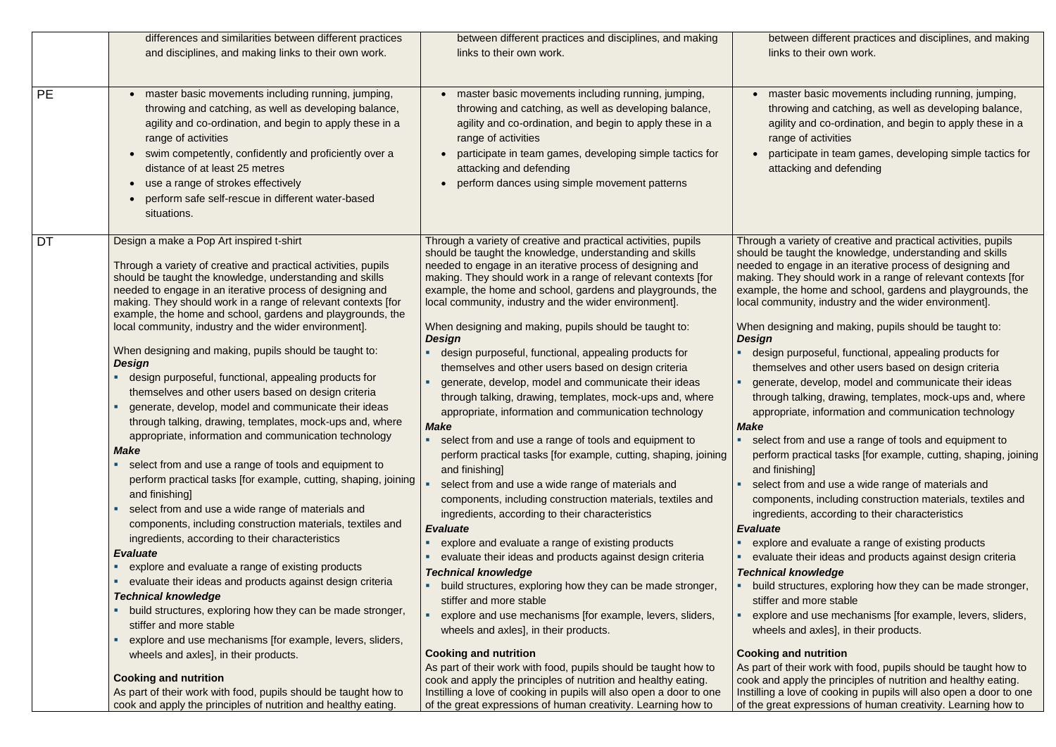| | | | |
|---|---|---|---|
| | differences and similarities between different practices and disciplines, and making links to their own work. | between different practices and disciplines, and making links to their own work. | between different practices and disciplines, and making links to their own work. |
| PE | • master basic movements including running, jumping, throwing and catching, as well as developing balance, agility and co-ordination, and begin to apply these in a range of activities<br>• swim competently, confidently and proficiently over a distance of at least 25 metres<br>• use a range of strokes effectively<br>• perform safe self-rescue in different water-based situations. | • master basic movements including running, jumping, throwing and catching, as well as developing balance, agility and co-ordination, and begin to apply these in a range of activities<br>• participate in team games, developing simple tactics for attacking and defending<br>• perform dances using simple movement patterns | • master basic movements including running, jumping, throwing and catching, as well as developing balance, agility and co-ordination, and begin to apply these in a range of activities<br>• participate in team games, developing simple tactics for attacking and defending |
| DT | Design a make a Pop Art inspired t-shirt<br><br>Through a variety of creative and practical activities, pupils should be taught the knowledge, understanding and skills needed to engage in an iterative process of designing and making. They should work in a range of relevant contexts [for example, the home and school, gardens and playgrounds, the local community, industry and the wider environment].<br><br>When designing and making, pupils should be taught to:<br>***Design***<br>▪ design purposeful, functional, appealing products for themselves and other users based on design criteria<br>▪ generate, develop, model and communicate their ideas through talking, drawing, templates, mock-ups and, where appropriate, information and communication technology<br>***Make***<br>▪ select from and use a range of tools and equipment to perform practical tasks [for example, cutting, shaping, joining and finishing]<br>▪ select from and use a wide range of materials and components, including construction materials, textiles and ingredients, according to their characteristics<br>***Evaluate***<br>▪ explore and evaluate a range of existing products<br>▪ evaluate their ideas and products against design criteria<br>***Technical knowledge***<br>▪ build structures, exploring how they can be made stronger, stiffer and more stable<br>▪ explore and use mechanisms [for example, levers, sliders, wheels and axles], in their products.<br><br>**Cooking and nutrition**<br>As part of their work with food, pupils should be taught how to cook and apply the principles of nutrition and healthy eating. | Through a variety of creative and practical activities, pupils should be taught the knowledge, understanding and skills needed to engage in an iterative process of designing and making. They should work in a range of relevant contexts [for example, the home and school, gardens and playgrounds, the local community, industry and the wider environment].<br><br>When designing and making, pupils should be taught to:<br>***Design***<br>▪ design purposeful, functional, appealing products for themselves and other users based on design criteria<br>▪ generate, develop, model and communicate their ideas through talking, drawing, templates, mock-ups and, where appropriate, information and communication technology<br>***Make***<br>▪ select from and use a range of tools and equipment to perform practical tasks [for example, cutting, shaping, joining and finishing]<br>▪ select from and use a wide range of materials and components, including construction materials, textiles and ingredients, according to their characteristics<br>***Evaluate***<br>▪ explore and evaluate a range of existing products<br>▪ evaluate their ideas and products against design criteria<br>***Technical knowledge***<br>▪ build structures, exploring how they can be made stronger, stiffer and more stable<br>▪ explore and use mechanisms [for example, levers, sliders, wheels and axles], in their products.<br><br>**Cooking and nutrition**<br>As part of their work with food, pupils should be taught how to cook and apply the principles of nutrition and healthy eating. Instilling a love of cooking in pupils will also open a door to one of the great expressions of human creativity. Learning how to | Through a variety of creative and practical activities, pupils should be taught the knowledge, understanding and skills needed to engage in an iterative process of designing and making. They should work in a range of relevant contexts [for example, the home and school, gardens and playgrounds, the local community, industry and the wider environment].<br><br>When designing and making, pupils should be taught to:<br>***Design***<br>▪ design purposeful, functional, appealing products for themselves and other users based on design criteria<br>▪ generate, develop, model and communicate their ideas through talking, drawing, templates, mock-ups and, where appropriate, information and communication technology<br>***Make***<br>▪ select from and use a range of tools and equipment to perform practical tasks [for example, cutting, shaping, joining and finishing]<br>▪ select from and use a wide range of materials and components, including construction materials, textiles and ingredients, according to their characteristics<br>***Evaluate***<br>▪ explore and evaluate a range of existing products<br>▪ evaluate their ideas and products against design criteria<br>***Technical knowledge***<br>▪ build structures, exploring how they can be made stronger, stiffer and more stable<br>▪ explore and use mechanisms [for example, levers, sliders, wheels and axles], in their products.<br><br>**Cooking and nutrition**<br>As part of their work with food, pupils should be taught how to cook and apply the principles of nutrition and healthy eating. Instilling a love of cooking in pupils will also open a door to one of the great expressions of human creativity. Learning how to |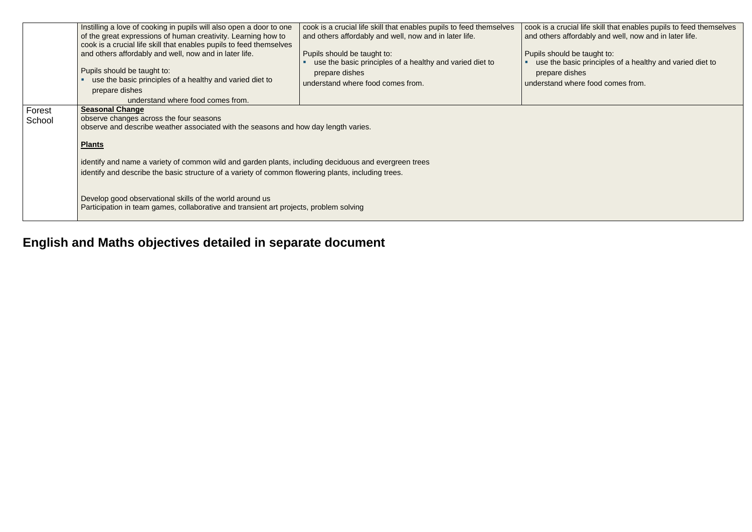| | | | |
|---|---|---|---|
| | Instilling a love of cooking in pupils will also open a door to one of the great expressions of human creativity. Learning how to cook is a crucial life skill that enables pupils to feed themselves and others affordably and well, now and in later life.<br><br>Pupils should be taught to:<br>▪ use the basic principles of a healthy and varied diet to prepare dishes<br>understand where food comes from. | cook is a crucial life skill that enables pupils to feed themselves and others affordably and well, now and in later life.<br><br>Pupils should be taught to:<br>▪ use the basic principles of a healthy and varied diet to prepare dishes<br>understand where food comes from. | cook is a crucial life skill that enables pupils to feed themselves and others affordably and well, now and in later life.<br><br>Pupils should be taught to:<br>▪ use the basic principles of a healthy and varied diet to prepare dishes<br>understand where food comes from. |
| Forest School | **Seasonal Change**<br>observe changes across the four seasons<br>observe and describe weather associated with the seasons and how day length varies.<br><br>**Plants**<br><br>identify and name a variety of common wild and garden plants, including deciduous and evergreen trees<br>identify and describe the basic structure of a variety of common flowering plants, including trees.<br><br>Develop good observational skills of the world around us<br>Participation in team games, collaborative and transient art projects, problem solving | | |

## English and Maths objectives detailed in separate document